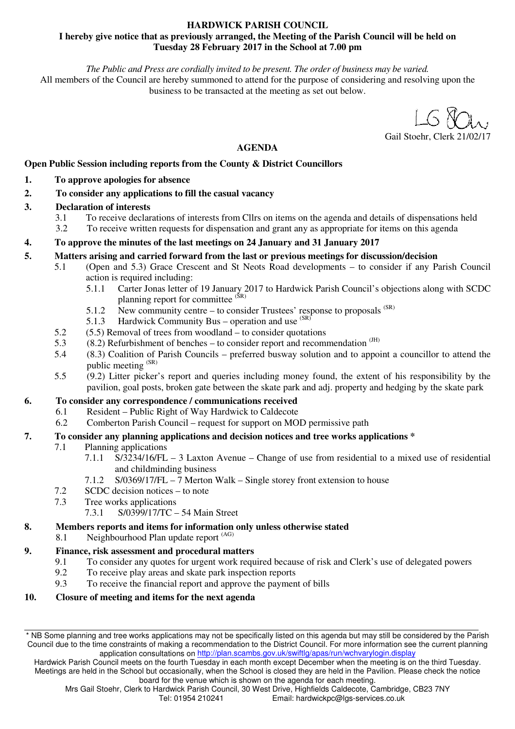**HARDWICK PARISH COUNCIL**

**I hereby give notice that as previously arranged, the Meeting of the Parish Council will be held on Tuesday 28 February 2017 in the School at 7.00 pm**

*The Public and Press are cordially invited to be present. The order of business may be varied.*

All members of the Council are hereby summoned to attend for the purpose of considering and resolving upon the business to be transacted at the meeting as set out below.

Gail Stoehr, Clerk 21/02/17

## AGENDA

**Open Public Session including reports from the County & District Councillors**

1. **To approve apologies for absence**
2. **To consider any applications to fill the casual vacancy**
3. **Declaration of interests**
   - 3.1 To receive declarations of interests from Cllrs on items on the agenda and details of dispensations held
   - 3.2 To receive written requests for dispensation and grant any as appropriate for items on this agenda
4. **To approve the minutes of the last meetings on 24 January and 31 January 2017**
5. **Matters arising and carried forward from the last or previous meetings for discussion/decision**
   - 5.1 (Open and 5.3) Grace Crescent and St Neots Road developments – to consider if any Parish Council action is required including:
     - 5.1.1 Carter Jonas letter of 19 January 2017 to Hardwick Parish Council's objections along with SCDC planning report for committee (SR)
     - 5.1.2 New community centre – to consider Trustees' response to proposals (SR)
     - 5.1.3 Hardwick Community Bus – operation and use (SR)
   - 5.2 (5.5) Removal of trees from woodland – to consider quotations
   - 5.3 (8.2) Refurbishment of benches – to consider report and recommendation (JH)
   - 5.4 (8.3) Coalition of Parish Councils – preferred busway solution and to appoint a councillor to attend the public meeting (SR)
   - 5.5 (9.2) Litter picker's report and queries including money found, the extent of his responsibility by the pavilion, goal posts, broken gate between the skate park and adj. property and hedging by the skate park
6. **To consider any correspondence / communications received**
   - 6.1 Resident – Public Right of Way Hardwick to Caldecote
   - 6.2 Comberton Parish Council – request for support on MOD permissive path
7. **To consider any planning applications and decision notices and tree works applications ***
   - 7.1 Planning applications
     - 7.1.1 S/3234/16/FL – 3 Laxton Avenue – Change of use from residential to a mixed use of residential and childminding business
     - 7.1.2 S/0369/17/FL – 7 Merton Walk – Single storey front extension to house
   - 7.2 SCDC decision notices – to note
   - 7.3 Tree works applications
     - 7.3.1 S/0399/17/TC – 54 Main Street
8. **Members reports and items for information only unless otherwise stated**
   - 8.1 Neighbourhood Plan update report (AG)
9. **Finance, risk assessment and procedural matters**
   - 9.1 To consider any quotes for urgent work required because of risk and Clerk's use of delegated powers
   - 9.2 To receive play areas and skate park inspection reports
   - 9.3 To receive the financial report and approve the payment of bills
10. **Closure of meeting and items for the next agenda**

---

* NB Some planning and tree works applications may not be specifically listed on this agenda but may still be considered by the Parish Council due to the time constraints of making a recommendation to the District Council. For more information see the current planning application consultations on http://plan.scambs.gov.uk/swiftlg/apas/run/wchvarylogin.display

Hardwick Parish Council meets on the fourth Tuesday in each month except December when the meeting is on the third Tuesday. Meetings are held in the School but occasionally, when the School is closed they are held in the Pavilion. Please check the notice board for the venue which is shown on the agenda for each meeting.

Mrs Gail Stoehr, Clerk to Hardwick Parish Council, 30 West Drive, Highfields Caldecote, Cambridge, CB23 7NY
Tel: 01954 210241 Email: hardwickpc@lgs-services.co.uk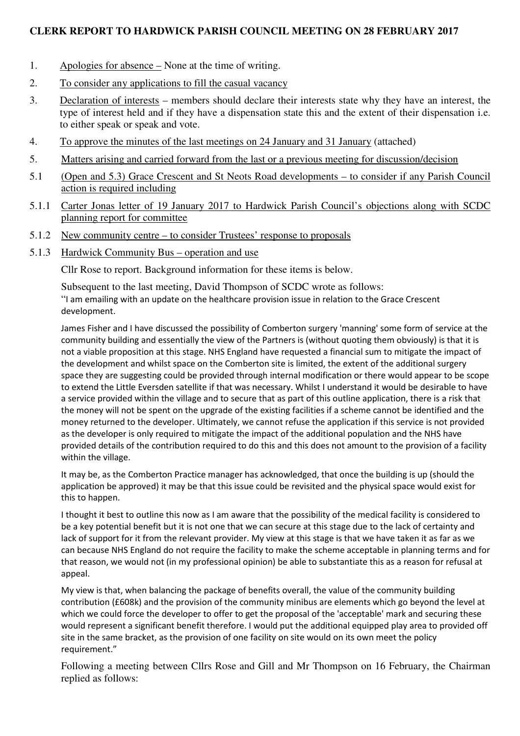## CLERK REPORT TO HARDWICK PARISH COUNCIL MEETING ON 28 FEBRUARY 2017

1. Apologies for absence – None at the time of writing.
2. To consider any applications to fill the casual vacancy
3. Declaration of interests – members should declare their interests state why they have an interest, the type of interest held and if they have a dispensation state this and the extent of their dispensation i.e. to either speak or speak and vote.
4. To approve the minutes of the last meetings on 24 January and 31 January (attached)
5. Matters arising and carried forward from the last or a previous meeting for discussion/decision

5.1 (Open and 5.3) Grace Crescent and St Neots Road developments – to consider if any Parish Council action is required including

5.1.1 Carter Jonas letter of 19 January 2017 to Hardwick Parish Council's objections along with SCDC planning report for committee

5.1.2 New community centre – to consider Trustees' response to proposals

5.1.3 Hardwick Community Bus – operation and use

Cllr Rose to report. Background information for these items is below.

Subsequent to the last meeting, David Thompson of SCDC wrote as follows:

"I am emailing with an update on the healthcare provision issue in relation to the Grace Crescent development.

James Fisher and I have discussed the possibility of Comberton surgery 'manning' some form of service at the community building and essentially the view of the Partners is (without quoting them obviously) is that it is not a viable proposition at this stage. NHS England have requested a financial sum to mitigate the impact of the development and whilst space on the Comberton site is limited, the extent of the additional surgery space they are suggesting could be provided through internal modification or there would appear to be scope to extend the Little Eversden satellite if that was necessary. Whilst I understand it would be desirable to have a service provided within the village and to secure that as part of this outline application, there is a risk that the money will not be spent on the upgrade of the existing facilities if a scheme cannot be identified and the money returned to the developer. Ultimately, we cannot refuse the application if this service is not provided as the developer is only required to mitigate the impact of the additional population and the NHS have provided details of the contribution required to do this and this does not amount to the provision of a facility within the village.

It may be, as the Comberton Practice manager has acknowledged, that once the building is up (should the application be approved) it may be that this issue could be revisited and the physical space would exist for this to happen.

I thought it best to outline this now as I am aware that the possibility of the medical facility is considered to be a key potential benefit but it is not one that we can secure at this stage due to the lack of certainty and lack of support for it from the relevant provider. My view at this stage is that we have taken it as far as we can because NHS England do not require the facility to make the scheme acceptable in planning terms and for that reason, we would not (in my professional opinion) be able to substantiate this as a reason for refusal at appeal.

My view is that, when balancing the package of benefits overall, the value of the community building contribution (£608k) and the provision of the community minibus are elements which go beyond the level at which we could force the developer to offer to get the proposal of the 'acceptable' mark and securing these would represent a significant benefit therefore. I would put the additional equipped play area to provided off site in the same bracket, as the provision of one facility on site would on its own meet the policy requirement."

Following a meeting between Cllrs Rose and Gill and Mr Thompson on 16 February, the Chairman replied as follows: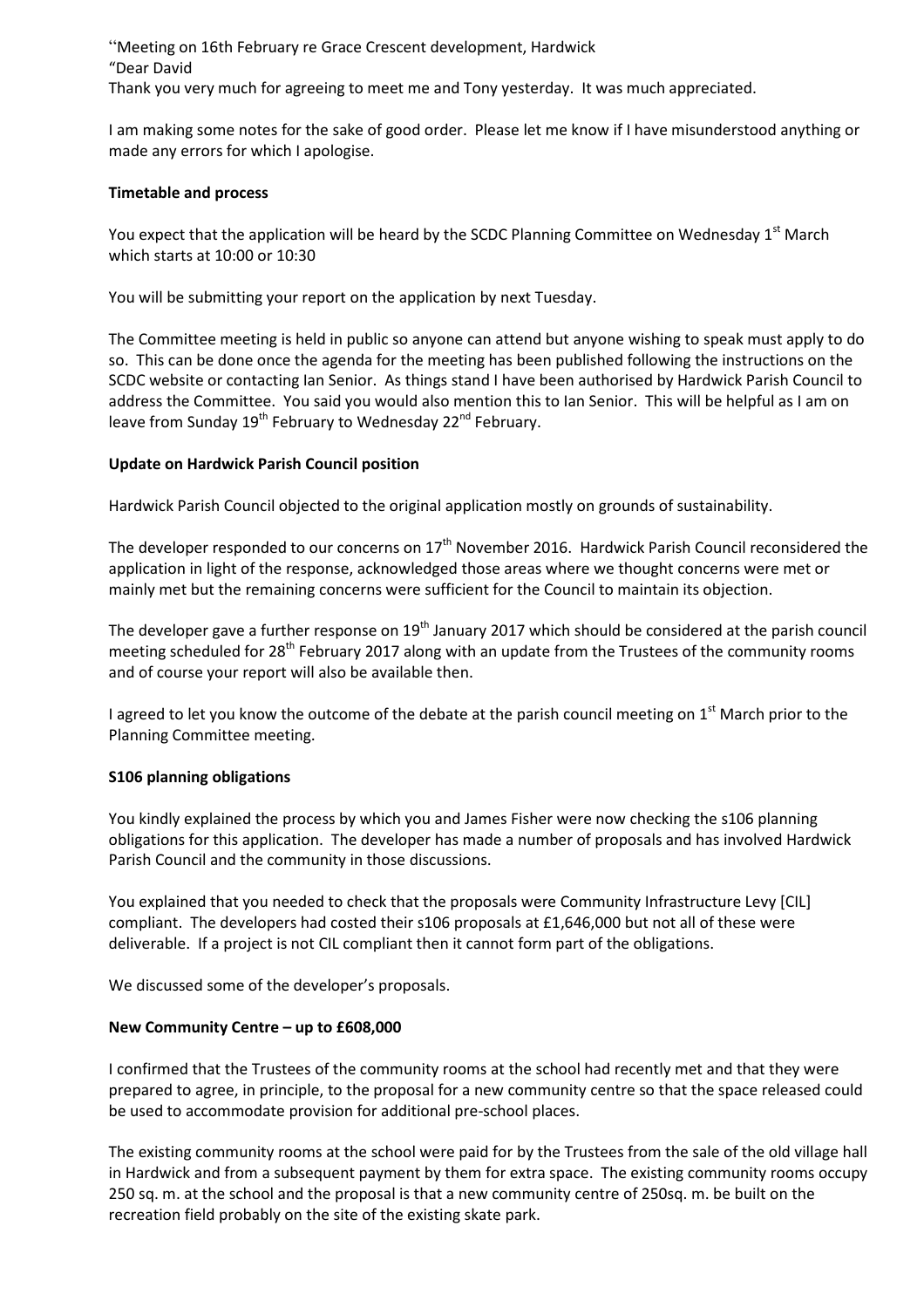''Meeting on 16th February re Grace Crescent development, Hardwick
"Dear David
Thank you very much for agreeing to meet me and Tony yesterday. It was much appreciated.

I am making some notes for the sake of good order. Please let me know if I have misunderstood anything or made any errors for which I apologise.

**Timetable and process**

You expect that the application will be heard by the SCDC Planning Committee on Wednesday 1st March which starts at 10:00 or 10:30

You will be submitting your report on the application by next Tuesday.

The Committee meeting is held in public so anyone can attend but anyone wishing to speak must apply to do so. This can be done once the agenda for the meeting has been published following the instructions on the SCDC website or contacting Ian Senior. As things stand I have been authorised by Hardwick Parish Council to address the Committee. You said you would also mention this to Ian Senior. This will be helpful as I am on leave from Sunday 19th February to Wednesday 22nd February.

**Update on Hardwick Parish Council position**

Hardwick Parish Council objected to the original application mostly on grounds of sustainability.

The developer responded to our concerns on 17th November 2016. Hardwick Parish Council reconsidered the application in light of the response, acknowledged those areas where we thought concerns were met or mainly met but the remaining concerns were sufficient for the Council to maintain its objection.

The developer gave a further response on 19th January 2017 which should be considered at the parish council meeting scheduled for 28th February 2017 along with an update from the Trustees of the community rooms and of course your report will also be available then.

I agreed to let you know the outcome of the debate at the parish council meeting on 1st March prior to the Planning Committee meeting.

**S106 planning obligations**

You kindly explained the process by which you and James Fisher were now checking the s106 planning obligations for this application. The developer has made a number of proposals and has involved Hardwick Parish Council and the community in those discussions.

You explained that you needed to check that the proposals were Community Infrastructure Levy [CIL] compliant. The developers had costed their s106 proposals at £1,646,000 but not all of these were deliverable. If a project is not CIL compliant then it cannot form part of the obligations.

We discussed some of the developer's proposals.

**New Community Centre – up to £608,000**

I confirmed that the Trustees of the community rooms at the school had recently met and that they were prepared to agree, in principle, to the proposal for a new community centre so that the space released could be used to accommodate provision for additional pre-school places.

The existing community rooms at the school were paid for by the Trustees from the sale of the old village hall in Hardwick and from a subsequent payment by them for extra space. The existing community rooms occupy 250 sq. m. at the school and the proposal is that a new community centre of 250sq. m. be built on the recreation field probably on the site of the existing skate park.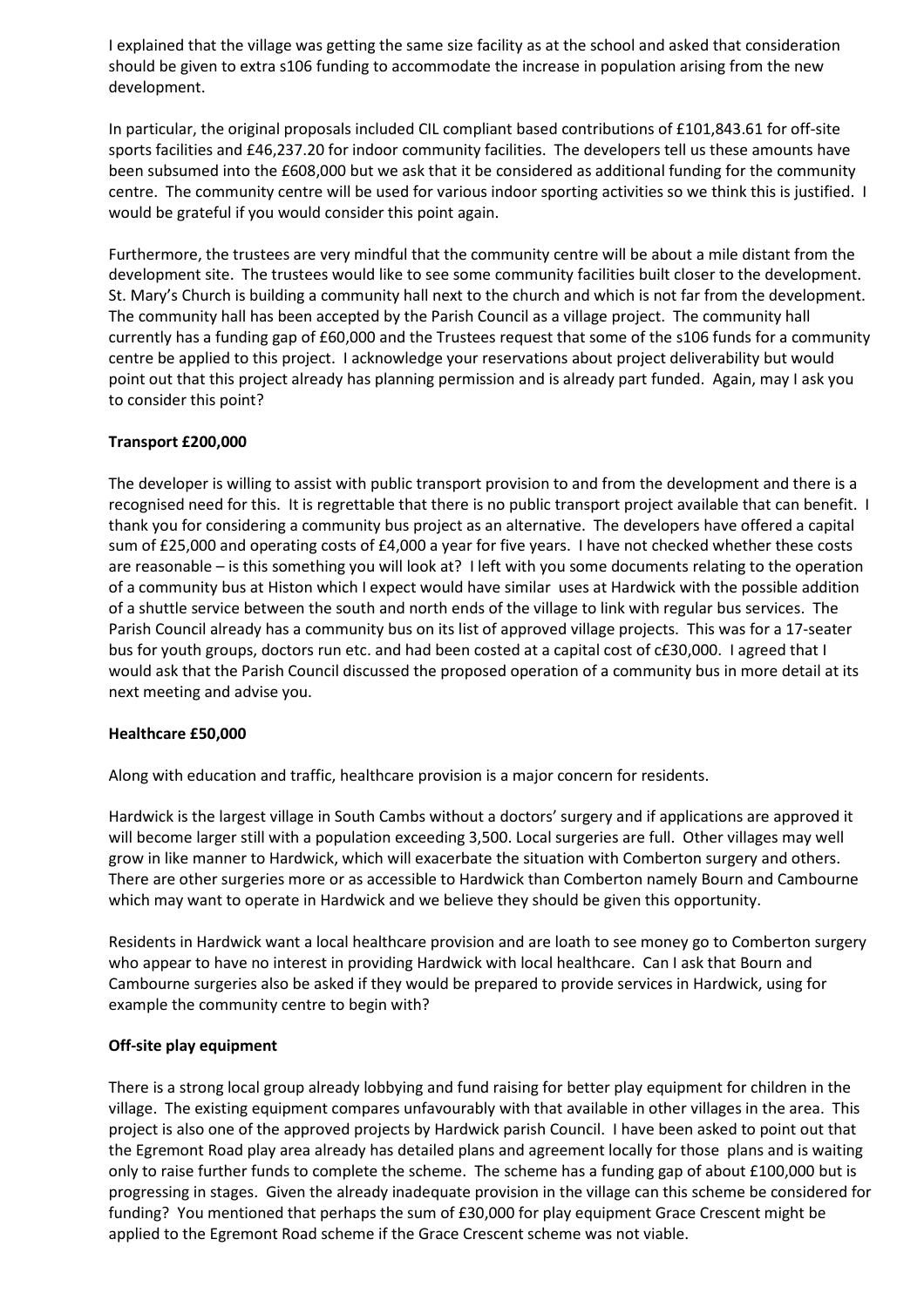I explained that the village was getting the same size facility as at the school and asked that consideration should be given to extra s106 funding to accommodate the increase in population arising from the new development.

In particular, the original proposals included CIL compliant based contributions of £101,843.61 for off-site sports facilities and £46,237.20 for indoor community facilities. The developers tell us these amounts have been subsumed into the £608,000 but we ask that it be considered as additional funding for the community centre. The community centre will be used for various indoor sporting activities so we think this is justified. I would be grateful if you would consider this point again.

Furthermore, the trustees are very mindful that the community centre will be about a mile distant from the development site. The trustees would like to see some community facilities built closer to the development. St. Mary's Church is building a community hall next to the church and which is not far from the development. The community hall has been accepted by the Parish Council as a village project. The community hall currently has a funding gap of £60,000 and the Trustees request that some of the s106 funds for a community centre be applied to this project. I acknowledge your reservations about project deliverability but would point out that this project already has planning permission and is already part funded. Again, may I ask you to consider this point?

**Transport £200,000**

The developer is willing to assist with public transport provision to and from the development and there is a recognised need for this. It is regrettable that there is no public transport project available that can benefit. I thank you for considering a community bus project as an alternative. The developers have offered a capital sum of £25,000 and operating costs of £4,000 a year for five years. I have not checked whether these costs are reasonable – is this something you will look at? I left with you some documents relating to the operation of a community bus at Histon which I expect would have similar uses at Hardwick with the possible addition of a shuttle service between the south and north ends of the village to link with regular bus services. The Parish Council already has a community bus on its list of approved village projects. This was for a 17-seater bus for youth groups, doctors run etc. and had been costed at a capital cost of c£30,000. I agreed that I would ask that the Parish Council discussed the proposed operation of a community bus in more detail at its next meeting and advise you.

**Healthcare £50,000**

Along with education and traffic, healthcare provision is a major concern for residents.

Hardwick is the largest village in South Cambs without a doctors' surgery and if applications are approved it will become larger still with a population exceeding 3,500. Local surgeries are full. Other villages may well grow in like manner to Hardwick, which will exacerbate the situation with Comberton surgery and others. There are other surgeries more or as accessible to Hardwick than Comberton namely Bourn and Cambourne which may want to operate in Hardwick and we believe they should be given this opportunity.

Residents in Hardwick want a local healthcare provision and are loath to see money go to Comberton surgery who appear to have no interest in providing Hardwick with local healthcare. Can I ask that Bourn and Cambourne surgeries also be asked if they would be prepared to provide services in Hardwick, using for example the community centre to begin with?

**Off-site play equipment**

There is a strong local group already lobbying and fund raising for better play equipment for children in the village. The existing equipment compares unfavourably with that available in other villages in the area. This project is also one of the approved projects by Hardwick parish Council. I have been asked to point out that the Egremont Road play area already has detailed plans and agreement locally for those plans and is waiting only to raise further funds to complete the scheme. The scheme has a funding gap of about £100,000 but is progressing in stages. Given the already inadequate provision in the village can this scheme be considered for funding? You mentioned that perhaps the sum of £30,000 for play equipment Grace Crescent might be applied to the Egremont Road scheme if the Grace Crescent scheme was not viable.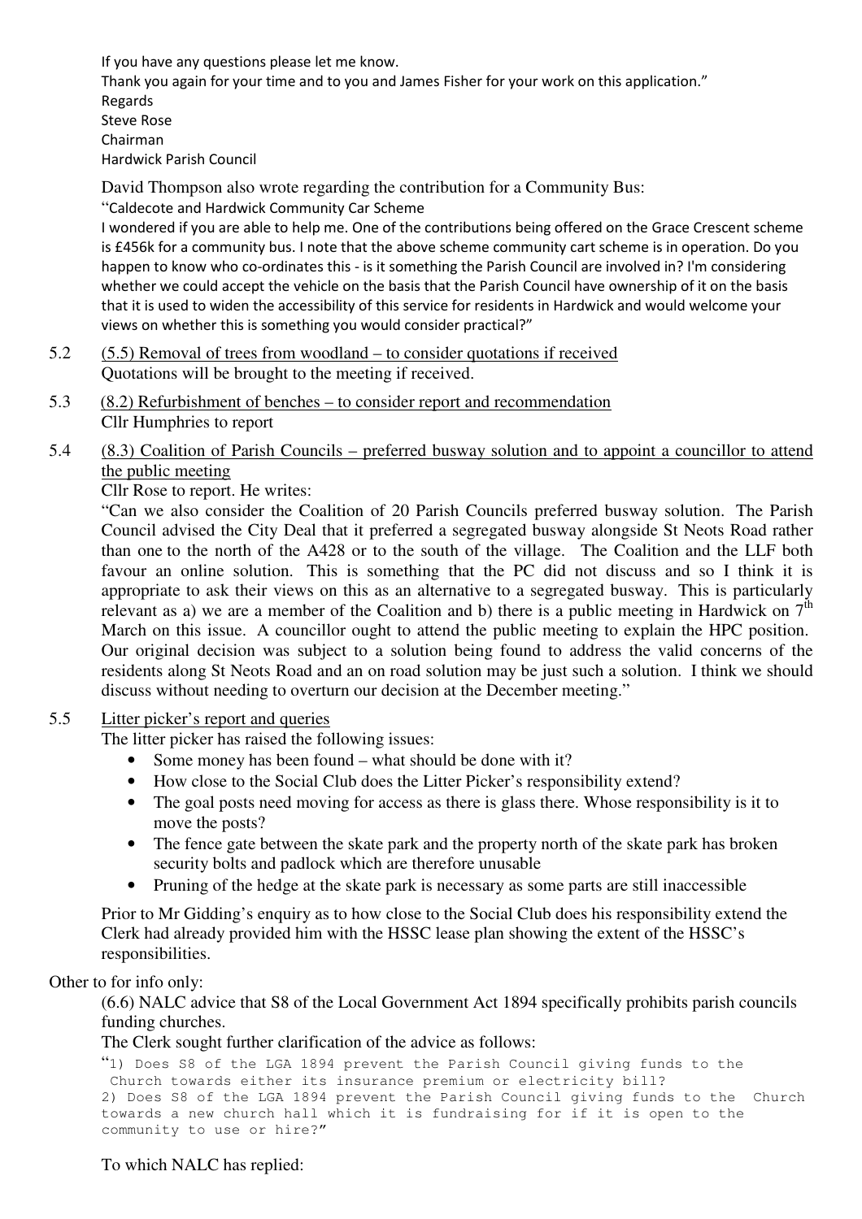If you have any questions please let me know.
Thank you again for your time and to you and James Fisher for your work on this application."
Regards
Steve Rose
Chairman
Hardwick Parish Council

David Thompson also wrote regarding the contribution for a Community Bus:
"Caldecote and Hardwick Community Car Scheme
I wondered if you are able to help me. One of the contributions being offered on the Grace Crescent scheme is £456k for a community bus. I note that the above scheme community cart scheme is in operation. Do you happen to know who co-ordinates this - is it something the Parish Council are involved in? I'm considering whether we could accept the vehicle on the basis that the Parish Council have ownership of it on the basis that it is used to widen the accessibility of this service for residents in Hardwick and would welcome your views on whether this is something you would consider practical?"

5.2 (5.5) Removal of trees from woodland – to consider quotations if received
Quotations will be brought to the meeting if received.

5.3 (8.2) Refurbishment of benches – to consider report and recommendation
Cllr Humphries to report

5.4 (8.3) Coalition of Parish Councils – preferred busway solution and to appoint a councillor to attend the public meeting
Cllr Rose to report. He writes:
"Can we also consider the Coalition of 20 Parish Councils preferred busway solution. The Parish Council advised the City Deal that it preferred a segregated busway alongside St Neots Road rather than one to the north of the A428 or to the south of the village. The Coalition and the LLF both favour an online solution. This is something that the PC did not discuss and so I think it is appropriate to ask their views on this as an alternative to a segregated busway. This is particularly relevant as a) we are a member of the Coalition and b) there is a public meeting in Hardwick on 7th March on this issue. A councillor ought to attend the public meeting to explain the HPC position. Our original decision was subject to a solution being found to address the valid concerns of the residents along St Neots Road and an on road solution may be just such a solution. I think we should discuss without needing to overturn our decision at the December meeting."

5.5 Litter picker's report and queries
The litter picker has raised the following issues:

- Some money has been found – what should be done with it?
- How close to the Social Club does the Litter Picker's responsibility extend?
- The goal posts need moving for access as there is glass there. Whose responsibility is it to move the posts?
- The fence gate between the skate park and the property north of the skate park has broken security bolts and padlock which are therefore unusable
- Pruning of the hedge at the skate park is necessary as some parts are still inaccessible

Prior to Mr Gidding's enquiry as to how close to the Social Club does his responsibility extend the Clerk had already provided him with the HSSC lease plan showing the extent of the HSSC's responsibilities.

Other to for info only:

(6.6) NALC advice that S8 of the Local Government Act 1894 specifically prohibits parish councils funding churches.

The Clerk sought further clarification of the advice as follows:

"1) Does S8 of the LGA 1894 prevent the Parish Council giving funds to the Church towards either its insurance premium or electricity bill?
2) Does S8 of the LGA 1894 prevent the Parish Council giving funds to the Church towards a new church hall which it is fundraising for if it is open to the community to use or hire?"

To which NALC has replied: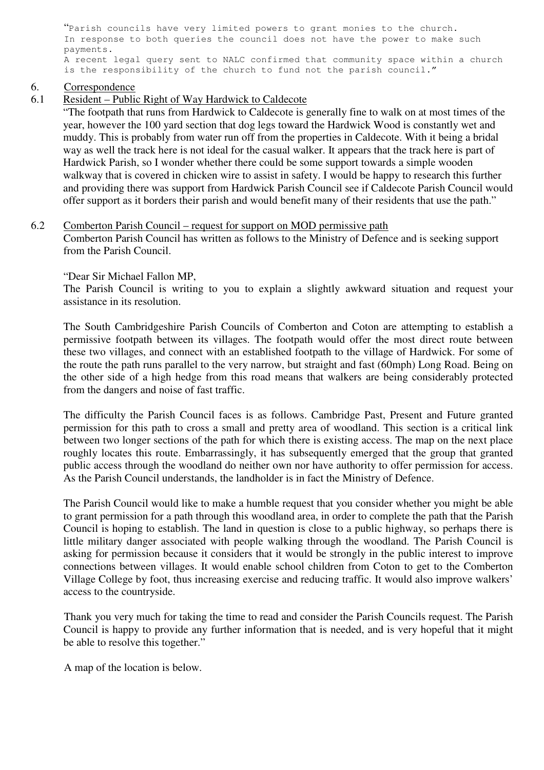"Parish councils have very limited powers to grant monies to the church. In response to both queries the council does not have the power to make such payments.
A recent legal query sent to NALC confirmed that community space within a church is the responsibility of the church to fund not the parish council."

6. Correspondence

6.1 Resident – Public Right of Way Hardwick to Caldecote

"The footpath that runs from Hardwick to Caldecote is generally fine to walk on at most times of the year, however the 100 yard section that dog legs toward the Hardwick Wood is constantly wet and muddy. This is probably from water run off from the properties in Caldecote. With it being a bridal way as well the track here is not ideal for the casual walker. It appears that the track here is part of Hardwick Parish, so I wonder whether there could be some support towards a simple wooden walkway that is covered in chicken wire to assist in safety. I would be happy to research this further and providing there was support from Hardwick Parish Council see if Caldecote Parish Council would offer support as it borders their parish and would benefit many of their residents that use the path."

6.2 Comberton Parish Council – request for support on MOD permissive path

Comberton Parish Council has written as follows to the Ministry of Defence and is seeking support from the Parish Council.

"Dear Sir Michael Fallon MP,

The Parish Council is writing to you to explain a slightly awkward situation and request your assistance in its resolution.

The South Cambridgeshire Parish Councils of Comberton and Coton are attempting to establish a permissive footpath between its villages. The footpath would offer the most direct route between these two villages, and connect with an established footpath to the village of Hardwick. For some of the route the path runs parallel to the very narrow, but straight and fast (60mph) Long Road. Being on the other side of a high hedge from this road means that walkers are being considerably protected from the dangers and noise of fast traffic.

The difficulty the Parish Council faces is as follows. Cambridge Past, Present and Future granted permission for this path to cross a small and pretty area of woodland. This section is a critical link between two longer sections of the path for which there is existing access. The map on the next place roughly locates this route. Embarrassingly, it has subsequently emerged that the group that granted public access through the woodland do neither own nor have authority to offer permission for access. As the Parish Council understands, the landholder is in fact the Ministry of Defence.

The Parish Council would like to make a humble request that you consider whether you might be able to grant permission for a path through this woodland area, in order to complete the path that the Parish Council is hoping to establish. The land in question is close to a public highway, so perhaps there is little military danger associated with people walking through the woodland. The Parish Council is asking for permission because it considers that it would be strongly in the public interest to improve connections between villages. It would enable school children from Coton to get to the Comberton Village College by foot, thus increasing exercise and reducing traffic. It would also improve walkers' access to the countryside.

Thank you very much for taking the time to read and consider the Parish Councils request. The Parish Council is happy to provide any further information that is needed, and is very hopeful that it might be able to resolve this together."

A map of the location is below.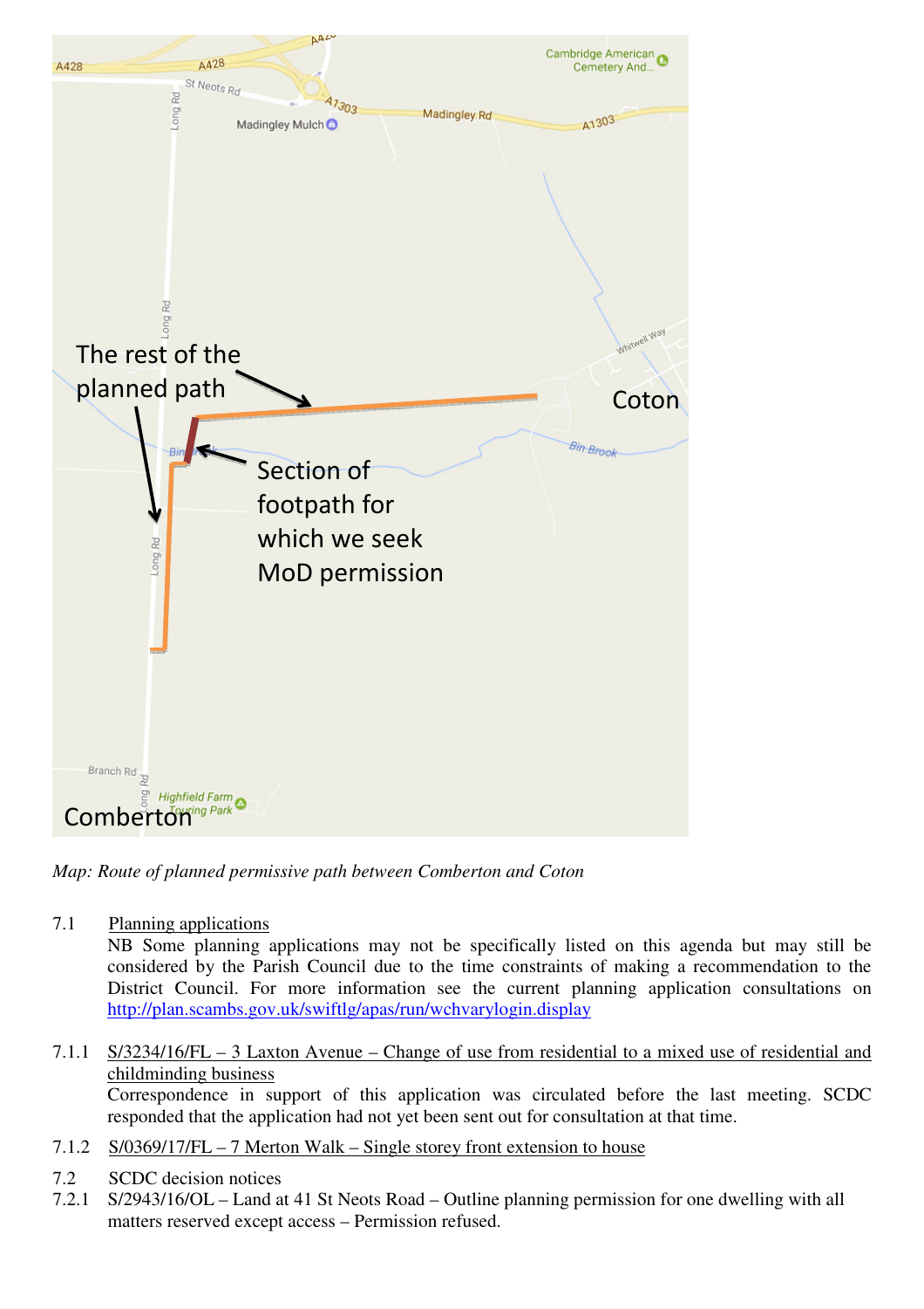*Map: Route of planned permissive path between Comberton and Coton*

7.1 Planning applications

NB Some planning applications may not be specifically listed on this agenda but may still be considered by the Parish Council due to the time constraints of making a recommendation to the District Council. For more information see the current planning application consultations on http://plan.scambs.gov.uk/swiftlg/apas/run/wchvarylogin.display

7.1.1 S/3234/16/FL – 3 Laxton Avenue – Change of use from residential to a mixed use of residential and childminding business

Correspondence in support of this application was circulated before the last meeting. SCDC responded that the application had not yet been sent out for consultation at that time.

7.1.2 S/0369/17/FL – 7 Merton Walk – Single storey front extension to house

7.2 SCDC decision notices

7.2.1 S/2943/16/OL – Land at 41 St Neots Road – Outline planning permission for one dwelling with all matters reserved except access – Permission refused.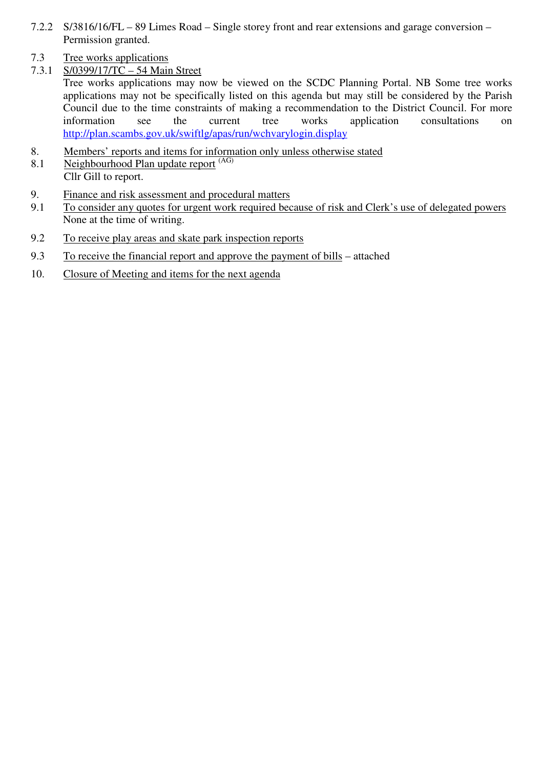7.2.2 S/3816/16/FL – 89 Limes Road – Single storey front and rear extensions and garage conversion – Permission granted.

7.3 Tree works applications

7.3.1 S/0399/17/TC – 54 Main Street

Tree works applications may now be viewed on the SCDC Planning Portal. NB Some tree works applications may not be specifically listed on this agenda but may still be considered by the Parish Council due to the time constraints of making a recommendation to the District Council. For more information see the current tree works application consultations on http://plan.scambs.gov.uk/swiftlg/apas/run/wchvarylogin.display

8. Members' reports and items for information only unless otherwise stated

8.1 Neighbourhood Plan update report (AG)

Cllr Gill to report.

9. Finance and risk assessment and procedural matters

9.1 To consider any quotes for urgent work required because of risk and Clerk's use of delegated powers

None at the time of writing.

9.2 To receive play areas and skate park inspection reports

9.3 To receive the financial report and approve the payment of bills – attached

10. Closure of Meeting and items for the next agenda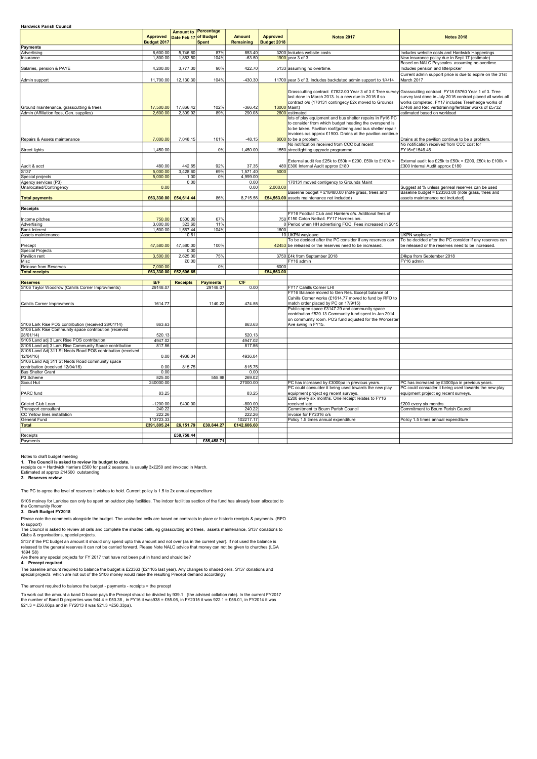**Hardwick Parish Council**

| | Approved Budget 2017 | Amount to Date Feb 17 | Percentage of Budget Spent | Amount Remaining | Approved Budget 2018 | Notes 2017 | Notes 2018 |
|---|---|---|---|---|---|---|---|
| **Payments** | | | | | | | |
| Advertising | 6,600.00 | 5,746.60 | 87% | 853.40 | 3200 | Includes website costs | Includes website costs and Hardwick Happenings |
| Insurance | 1,800.00 | 1,863.50 | 104% | -63.50 | 1900 | year 3 of 3 | New insurance policy due in Sept 17 (estimate) |
| Salaries, pension & PAYE | 4,200.00 | 3,777.30 | 90% | 422.70 | 5133 | assuming no overtime. | Based on NALC Payscales. assuming no overtime. Includes pension and litterpicker |
| Admin support | 11,700.00 | 12,130.30 | 104% | -430.30 | 11700 | year 3 of 3. Includes backdated admin support to 1/4/14 | Current admin support price is due to expire on the 31st March 2017 |
| Ground maintenance, grasscutting & trees | 17,500.00 | 17,866.42 | 102% | -366.42 | 13000 | Grasscutting contract £7822.00 Year 3 of 3 £ Tree survey last done in March 2013. Is a new due in 2016 if so contract o/s (170131 contingecy £2k moved to Grounds Maint) | Grasscutting contract FY18 £5760 Year 1 of 3. Tree survey last done in July 2016 contract placed all works all works completed. FY17 includes Tree/hedge works of £7468 and Rec vertidraining/fertilizer works of £5732 |
| Admin (Affiliation fees, Gen. supplies) | 2,600.00 | 2,309.92 | 89% | 290.08 | 2600 | estimated | estimated based on workload |
| Repairs & Assets maintenance | 7,000.00 | 7,048.15 | 101% | -48.15 | 8000 | lots of play equipment and bus shelter repairs in Fy16 PC to consider from which budget heading the overspend is to be taken. Pavilion roof/guttering and bus shelter repair invoices o/s approx £1900. Drains at the pavilion continue to be a problem. | Drains at the pavilion continue to be a problem. |
| Street lights | 1,450.00 | | 0% | 1,450.00 | 1550 | No notification received from CCC but recent streetlighting upgrade programme. | No notification received from CCC cost for FY16=£1546.46 |
| Audit & acct | 480.00 | 442.65 | 92% | 37.35 | 480 | External audit fee £25k to £50k = £200, £50k to £100k = £300 Internal Audit approx £180 | External audit fee £25k to £50k = £200, £50k to £100k = £300 Internal Audit approx £180 |
| S137 | 5,000.00 | 3,428.60 | 69% | 1,571.40 | 5000 | | |
| Special projects | 5,000.00 | 1.00 | 0% | 4,999.00 | | | |
| Agency services (P3) | | 0.00 | | 0.00 | | 170131 moved contigency to Grounds Maint | |
| Unallocated/Contingency | 0.00 | | | 0.00 | 2,000.00 | | Suggest at % unless genreal reserves can be used |
| **Total payments** | **£63,330.00** | **£54,614.44** | 86% | 8,715.56 | **£54,563.00** | Baseline budget = £18480.00 (note grass, trees and assets maintenance not included) | Baseline budget = £23363.00 (note grass, trees and assets maintenance not included) |
| | | | | | | | |
| **Receipts** | | | | | | | |
| Income pitches | 750.00 | £500.00 | 67% | | 750 | FY16 Football Club and Harriers o/s. Additonal fees of £150 Coton Netball. FY17 Harriers o/s. | |
| Advertising | 3,000.00 | 323.60 | 11% | | 0 | Period when HH advertising FOC. Fees increased in 2015 | |
| Bank Interest | 1,500.00 | 1,567.44 | 104% | | 1600 | | |
| Assets maintenance | | 10.61 | | | 10 | UKPN wayleave | UKPN wayleave |
| Precept | 47,580.00 | 47,580.00 | 100% | | 42453 | To be decided after the PC consider if any reserves can be released or the reserves need to be increased. | To be decided after the PC consider if any reserves can be released or the reserves need to be increased. |
| Special Projects | | 0.00 | | | | | |
| Pavilion rent | 3,500.00 | 2,625.00 | 75% | | 3750 | £4k from September 2018 | £4kpa from September 2018 |
| Misc | | £0.00 | | | | FY16 admin | FY16 admin |
| Release from Reserves | 7,000.00 | | 0% | | 6000 | | |
| **Total receipts** | **£63,330.00** | **£52,606.65** | | | **£54,563.00** | | |
| | | | | | | | |
| **Reserves** | **B/F** | **Receipts** | **Payments** | **C/F** | | | |
| S106 Taylor Woodrow (Cahills Corner Improvments) | 29148.07 | | 29148.07 | 0.00 | | FY17 Cahills Corner LHI | |
| Cahills Corner Improvments | 1614.77 | | 1140.22 | 474.55 | | FY16 Balance moved to Gen Res. Except balance of Cahills Corner works (£1614.77 moved to fund by RFO to match order placed by PC on 17/9/15) | |
| S106 Lark Rise POS contribution (received 28/01/14) | 863.63 | | | 863.63 | | Public open space £3147.29 and community space contribution £520.13 Community fund spent in Jan 2014 on community room. POS fund adjusted for the Worcester Ave swing in FY15. | |
| S106 Lark Rise Community space contribution (received 28/01/14) | 520.13 | | | 520.13 | | | |
| S106 Land adj 3 Lark Rise POS contribution | 4947.02 | | | 4947.02 | | | |
| S106 Land adj 3 Lark Rise Community Space contribution | 817.56 | | | 817.56 | | | |
| S106 Land Adj 311 St Neots Road POS contribution (received 12/04/16) | 0.00 | 4936.04 | | 4936.04 | | | |
| S106 Land Adj 311 St Neots Road community space contribution (received 12/04/16) | 0.00 | 815.75 | | 815.75 | | | |
| Bus Shelter Grant | 0.00 | | | 0.00 | | | |
| P3 Scheme | 825.00 | | 555.98 | 269.02 | | | |
| Scout Hut | 240000.00 | | | 27000.00 | | PC has increased by £3000pa in previous years. | PC has increased by £3000pa in previous years. |
| PARC fund | 83.25 | | | 83.25 | | PC could consuider it being used towards the new play equipment project eg recent surveys. | PC could consuider it being used towards the new play equipment project eg recent surveys. |
| Cricket Club Loan | -1200.00 | £400.00 | | -800.00 | | £200 every six months. One receipt relates to FY16 received late. | £200 every six months. |
| Transport consultant | 240.22 | | | 240.22 | | Commitment to Bourn Parish Council | Commitment to Bourn Parish Council |
| CC Yellow lines installation | 222.26 | | | 222.26 | | invoice for FY2016 o/s | |
| General Fund | 113723.33 | | | 102217.17 | | Policy 1.5 times annual expenditure | Policy 1.5 times annual expenditure |
| **Total** | **£391,805.24** | **£6,151.79** | **£30,844.27** | **£142,606.60** | | | |
| | | | | | | | |
| Receipts | | **£58,758.44** | | | | | |
| Payments | | | **£85,458.71** | | | | |

Notes to draft budget meeting

**1. The Council is asked to review its budget to date.**

receipts os = Hardwick Harriers £500 for past 2 seasons. Is usually 3x£250 and invoiced in March.
Estimated at approx £14500 outstanding

**2. Reserves review**

The PC to agree the level of reserves it wishes to hold. Current policy is 1.5 to 2x annual expenditure

S106 moiney for Larkrise can only be spent on outdoor play facilities. The indoor facilities section of the fund has already been allocated to the Community Room

**3. Draft Budget FY2018**

Please note the comments alongside the budget. The unshaded cells are based on contracts in place or historic receipts & payments. (RFO to support)

The Council is asked to review all cells and complete the shaded cells, eg grasscutting and trees, assets maintenance, S137 donations to Clubs & organisations, special projects.

S137 if the PC budget an amount it should only spend upto this amount and not over (as in the current year). If not used the balance is released to the general reserves it can not be carried forward. Please Note NALC advice that money can not be given to churches (LGA 1894 S8)

Are there any special projects for FY 2017 that have not been put in hand and should be?

**4. Precept required**

The baseline amount required to balance the budget is £23363 (£21105 last year). Any changes to shaded cells, S137 donations and special projects which are not out of the S106 money would raise the resulting Precept demand accordingly

The amount required to balance the budget - payments - receipts = the precept

To work out the amount a band D house pays the Precept should be divided by 939.1 (the advised collation rate). In the current FY2017 the number of Band D properties was 944.4 = £50.38 , in FY16 it was938 = £55.06, in FY2015 it was 922.1 = £56.01, in FY2014 it was 921.3 = £56.06pa and in FY2013 it was 921.3 =£56.33pa).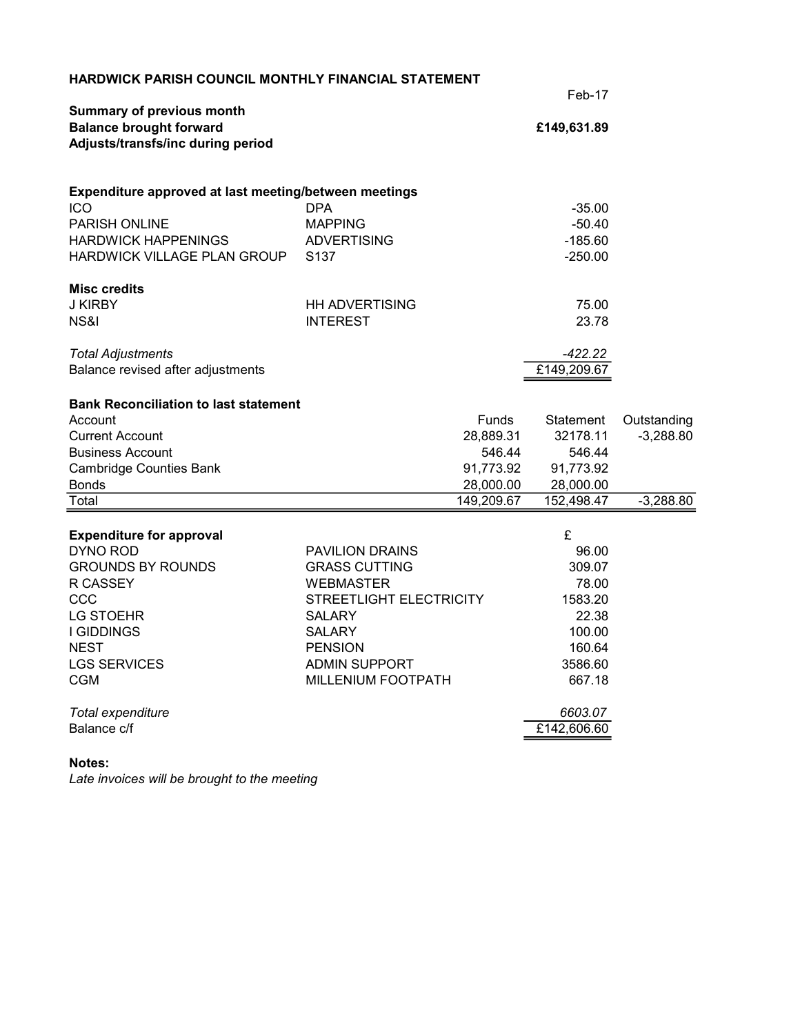**HARDWICK PARISH COUNCIL MONTHLY FINANCIAL STATEMENT**

Feb-17

**Summary of previous month**

| | | |
|---|---|---|
| **Balance brought forward** | | **£149,631.89** |
| **Adjusts/transfs/inc during period** | | |

**Expenditure approved at last meeting/between meetings**

| | | |
|---|---|---|
| ICO | DPA | -35.00 |
| PARISH ONLINE | MAPPING | -50.40 |
| HARDWICK HAPPENINGS | ADVERTISING | -185.60 |
| HARDWICK VILLAGE PLAN GROUP | S137 | -250.00 |

**Misc credits**

| | | |
|---|---|---|
| J KIRBY | HH ADVERTISING | 75.00 |
| NS&I | INTEREST | 23.78 |

| | |
|---|---|
| *Total Adjustments* | *-422.22* |
| Balance revised after adjustments | £149,209.67 |

**Bank Reconciliation to last statement**

| Account | Funds | Statement | Outstanding |
|---|---|---|---|
| Current Account | 28,889.31 | 32178.11 | -3,288.80 |
| Business Account | 546.44 | 546.44 | |
| Cambridge Counties Bank | 91,773.92 | 91,773.92 | |
| Bonds | 28,000.00 | 28,000.00 | |
| Total | 149,209.67 | 152,498.47 | -3,288.80 |

**Expenditure for approval**

| | | £ |
|---|---|---|
| DYNO ROD | PAVILION DRAINS | 96.00 |
| GROUNDS BY ROUNDS | GRASS CUTTING | 309.07 |
| R CASSEY | WEBMASTER | 78.00 |
| CCC | STREETLIGHT ELECTRICITY | 1583.20 |
| LG STOEHR | SALARY | 22.38 |
| I GIDDINGS | SALARY | 100.00 |
| NEST | PENSION | 160.64 |
| LGS SERVICES | ADMIN SUPPORT | 3586.60 |
| CGM | MILLENIUM FOOTPATH | 667.18 |

| | |
|---|---|
| *Total expenditure* | *6603.07* |
| Balance c/f | £142,606.60 |

**Notes:**

*Late invoices will be brought to the meeting*